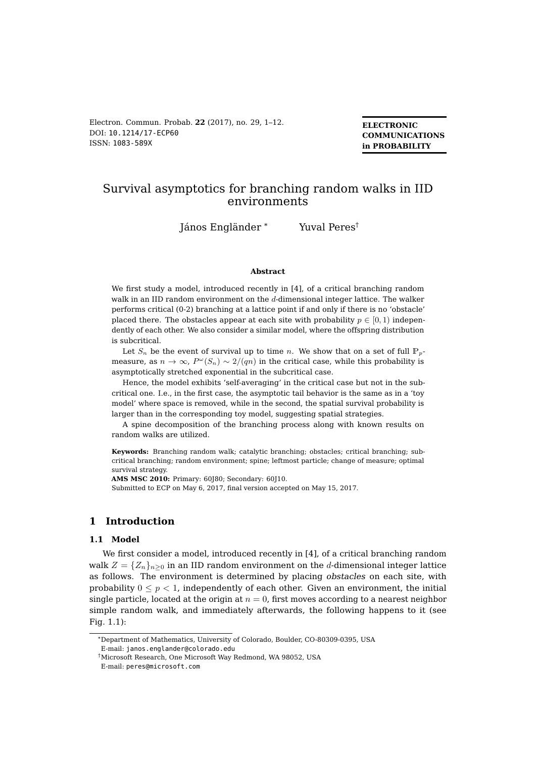Electron. Commun. Probab. **22** (2017), no. 29, 1–12.
DOI: 10.1214/17-ECP60
ISSN: 1083-589X

**ELECTRONIC COMMUNICATIONS in PROBABILITY**

# Survival asymptotics for branching random walks in IID environments

János Engländer [*] Yuval Peres [†]

**Abstract**

We first study a model, introduced recently in [4], of a critical branching random walk in an IID random environment on the $d$-dimensional integer lattice. The walker performs critical (0-2) branching at a lattice point if and only if there is no 'obstacle' placed there. The obstacles appear at each site with probability $p \in [0,1)$ independently of each other. We also consider a similar model, where the offspring distribution is subcritical.

Let $S_n$ be the event of survival up to time $n$. We show that on a set of full $\mathbb{P}_p$-measure, as $n \to \infty$, $P^\omega(S_n) \sim 2/(qn)$ in the critical case, while this probability is asymptotically stretched exponential in the subcritical case.

Hence, the model exhibits 'self-averaging' in the critical case but not in the subcritical one. I.e., in the first case, the asymptotic tail behavior is the same as in a 'toy model' where space is removed, while in the second, the spatial survival probability is larger than in the corresponding toy model, suggesting spatial strategies.

A spine decomposition of the branching process along with known results on random walks are utilized.

**Keywords:** Branching random walk; catalytic branching; obstacles; critical branching; subcritical branching; random environment; spine; leftmost particle; change of measure; optimal survival strategy.
**AMS MSC 2010:** Primary: 60J80; Secondary: 60J10.
Submitted to ECP on May 6, 2017, final version accepted on May 15, 2017.

## 1 Introduction

### 1.1 Model

We first consider a model, introduced recently in [4], of a critical branching random walk $Z = \{Z_n\}_{n\geq 0}$ in an IID random environment on the $d$-dimensional integer lattice as follows. The environment is determined by placing *obstacles* on each site, with probability $0 \leq p < 1$, independently of each other. Given an environment, the initial single particle, located at the origin at $n = 0$, first moves according to a nearest neighbor simple random walk, and immediately afterwards, the following happens to it (see Fig. 1.1):

---

[*] Department of Mathematics, University of Colorado, Boulder, CO-80309-0395, USA
E-mail: janos.englander@colorado.edu

[†] Microsoft Research, One Microsoft Way Redmond, WA 98052, USA
E-mail: peres@microsoft.com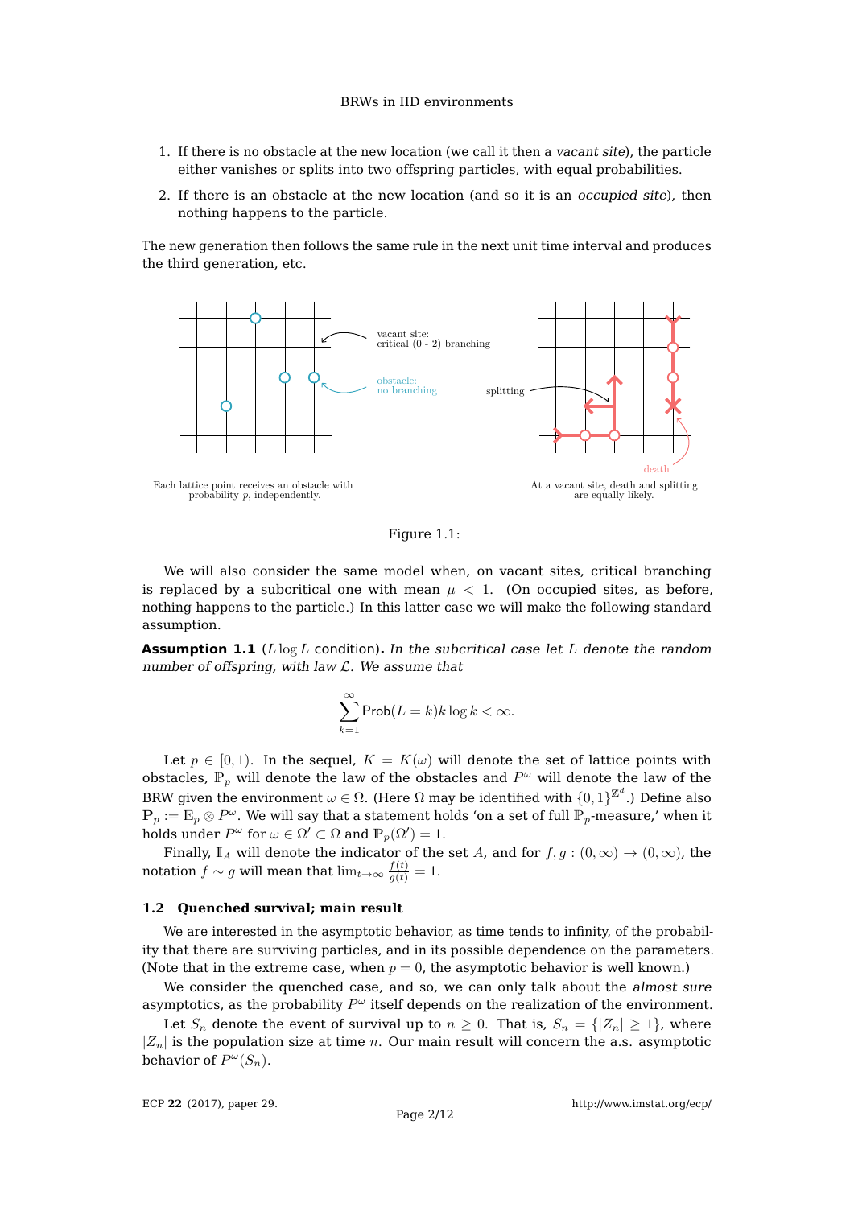1. If there is no obstacle at the new location (we call it then a *vacant site*), the particle either vanishes or splits into two offspring particles, with equal probabilities.
2. If there is an obstacle at the new location (and so it is an *occupied site*), then nothing happens to the particle.

The new generation then follows the same rule in the next unit time interval and produces the third generation, etc.

vacant site: critical (0 - 2) branching

obstacle: no branching

splitting

death

Each lattice point receives an obstacle with probability $p$, independently.

At a vacant site, death and splitting are equally likely.

Figure 1.1:

We will also consider the same model when, on vacant sites, critical branching is replaced by a subcritical one with mean $\mu < 1$. (On occupied sites, as before, nothing happens to the particle.) In this latter case we will make the following standard assumption.

**Assumption 1.1** ($L \log L$ condition)**.** *In the subcritical case let $L$ denote the random number of offspring, with law $\mathcal{L}$. We assume that*

$$\sum_{k=1}^{\infty} \mathsf{Prob}(L = k) k \log k < \infty.$$

Let $p \in [0, 1)$. In the sequel, $K = K(\omega)$ will denote the set of lattice points with obstacles, $\mathbb{P}_p$ will denote the law of the obstacles and $P^\omega$ will denote the law of the BRW given the environment $\omega \in \Omega$. (Here $\Omega$ may be identified with $\{0,1\}^{\mathbb{Z}^d}$.) Define also $\mathbf{P}_p := \mathbb{E}_p \otimes P^\omega$. We will say that a statement holds 'on a set of full $\mathbb{P}_p$-measure,' when it holds under $P^\omega$ for $\omega \in \Omega' \subset \Omega$ and $\mathbb{P}_p(\Omega') = 1$.

Finally, $\mathbb{I}_A$ will denote the indicator of the set $A$, and for $f, g : (0, \infty) \to (0, \infty)$, the notation $f \sim g$ will mean that $\lim_{t\to\infty} \frac{f(t)}{g(t)} = 1$.

### 1.2 Quenched survival; main result

We are interested in the asymptotic behavior, as time tends to infinity, of the probability that there are surviving particles, and in its possible dependence on the parameters. (Note that in the extreme case, when $p = 0$, the asymptotic behavior is well known.)

We consider the quenched case, and so, we can only talk about the *almost sure* asymptotics, as the probability $P^\omega$ itself depends on the realization of the environment.

Let $S_n$ denote the event of survival up to $n \geq 0$. That is, $S_n = \{|Z_n| \geq 1\}$, where $|Z_n|$ is the population size at time $n$. Our main result will concern the a.s. asymptotic behavior of $P^\omega(S_n)$.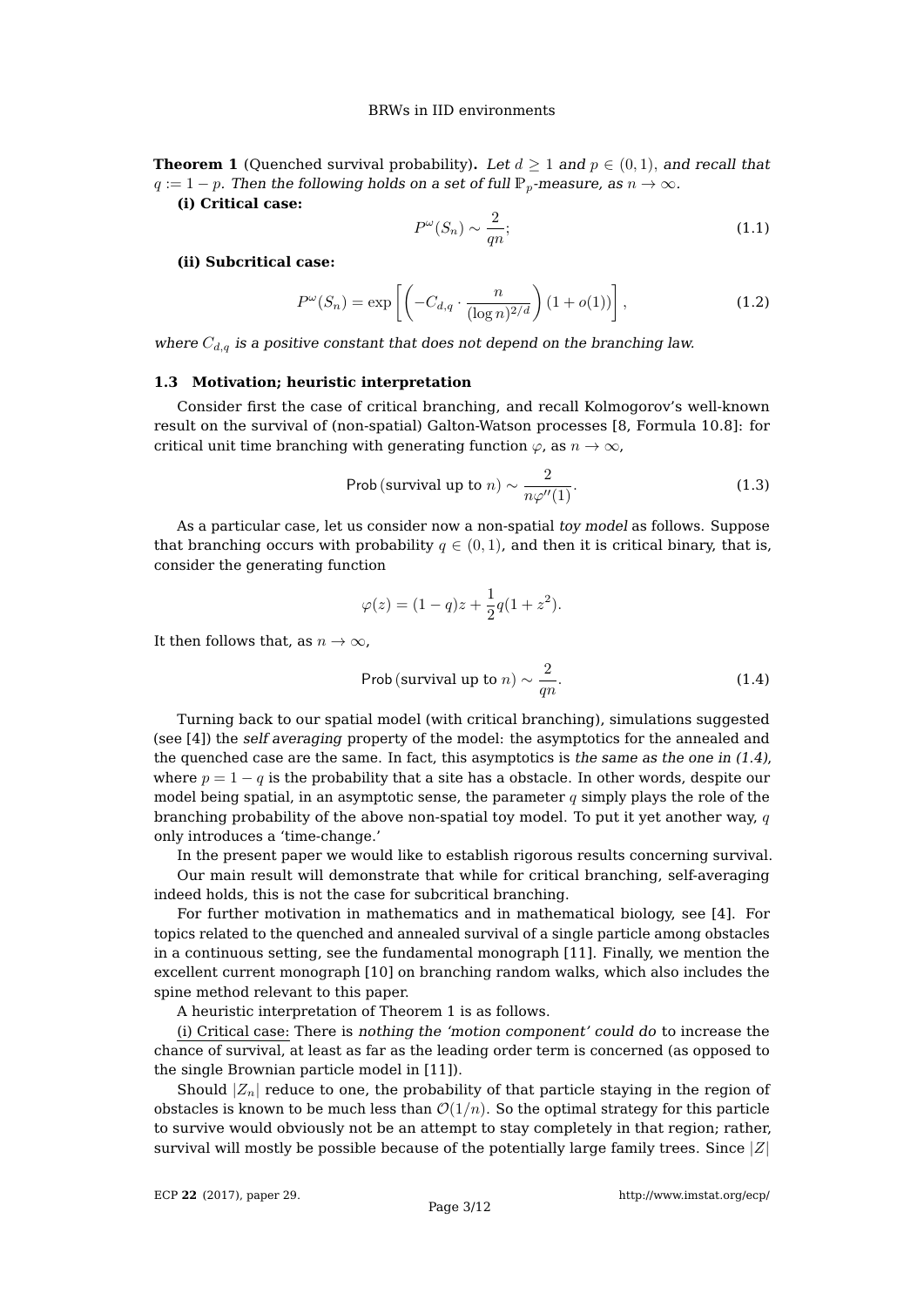**Theorem 1** (Quenched survival probability)**.** *Let $d \geq 1$ and $p \in (0,1)$, and recall that $q := 1-p$. Then the following holds on a set of full $\mathbb{P}_p$-measure, as $n \to \infty$.*

**(i) Critical case:**

$$P^{\omega}(S_n) \sim \frac{2}{qn}; \tag{1.1}$$

**(ii) Subcritical case:**

$$P^{\omega}(S_n) = \exp\left[\left(-C_{d,q} \cdot \frac{n}{(\log n)^{2/d}}\right)(1+o(1))\right], \tag{1.2}$$

*where $C_{d,q}$ is a positive constant that does not depend on the branching law.*

### 1.3 Motivation; heuristic interpretation

Consider first the case of critical branching, and recall Kolmogorov's well-known result on the survival of (non-spatial) Galton-Watson processes [8, Formula 10.8]: for critical unit time branching with generating function $\varphi$, as $n \to \infty$,

$$\mathsf{Prob}\,(\text{survival up to } n) \sim \frac{2}{n\varphi''(1)}. \tag{1.3}$$

As a particular case, let us consider now a non-spatial *toy model* as follows. Suppose that branching occurs with probability $q \in (0,1)$, and then it is critical binary, that is, consider the generating function

$$\varphi(z) = (1-q)z + \frac{1}{2}q(1+z^2).$$

It then follows that, as $n \to \infty$,

$$\mathsf{Prob}\,(\text{survival up to } n) \sim \frac{2}{qn}. \tag{1.4}$$

Turning back to our spatial model (with critical branching), simulations suggested (see [4]) the *self averaging* property of the model: the asymptotics for the annealed and the quenched case are the same. In fact, this asymptotics is *the same as the one in (1.4)*, where $p = 1-q$ is the probability that a site has a obstacle. In other words, despite our model being spatial, in an asymptotic sense, the parameter $q$ simply plays the role of the branching probability of the above non-spatial toy model. To put it yet another way, $q$ only introduces a 'time-change.'

In the present paper we would like to establish rigorous results concerning survival.

Our main result will demonstrate that while for critical branching, self-averaging indeed holds, this is not the case for subcritical branching.

For further motivation in mathematics and in mathematical biology, see [4]. For topics related to the quenched and annealed survival of a single particle among obstacles in a continuous setting, see the fundamental monograph [11]. Finally, we mention the excellent current monograph [10] on branching random walks, which also includes the spine method relevant to this paper.

A heuristic interpretation of Theorem 1 is as follows.

(i) Critical case: There is *nothing the 'motion component' could do* to increase the chance of survival, at least as far as the leading order term is concerned (as opposed to the single Brownian particle model in [11]).

Should $|Z_n|$ reduce to one, the probability of that particle staying in the region of obstacles is known to be much less than $\mathcal{O}(1/n)$. So the optimal strategy for this particle to survive would obviously not be an attempt to stay completely in that region; rather, survival will mostly be possible because of the potentially large family trees. Since $|Z|$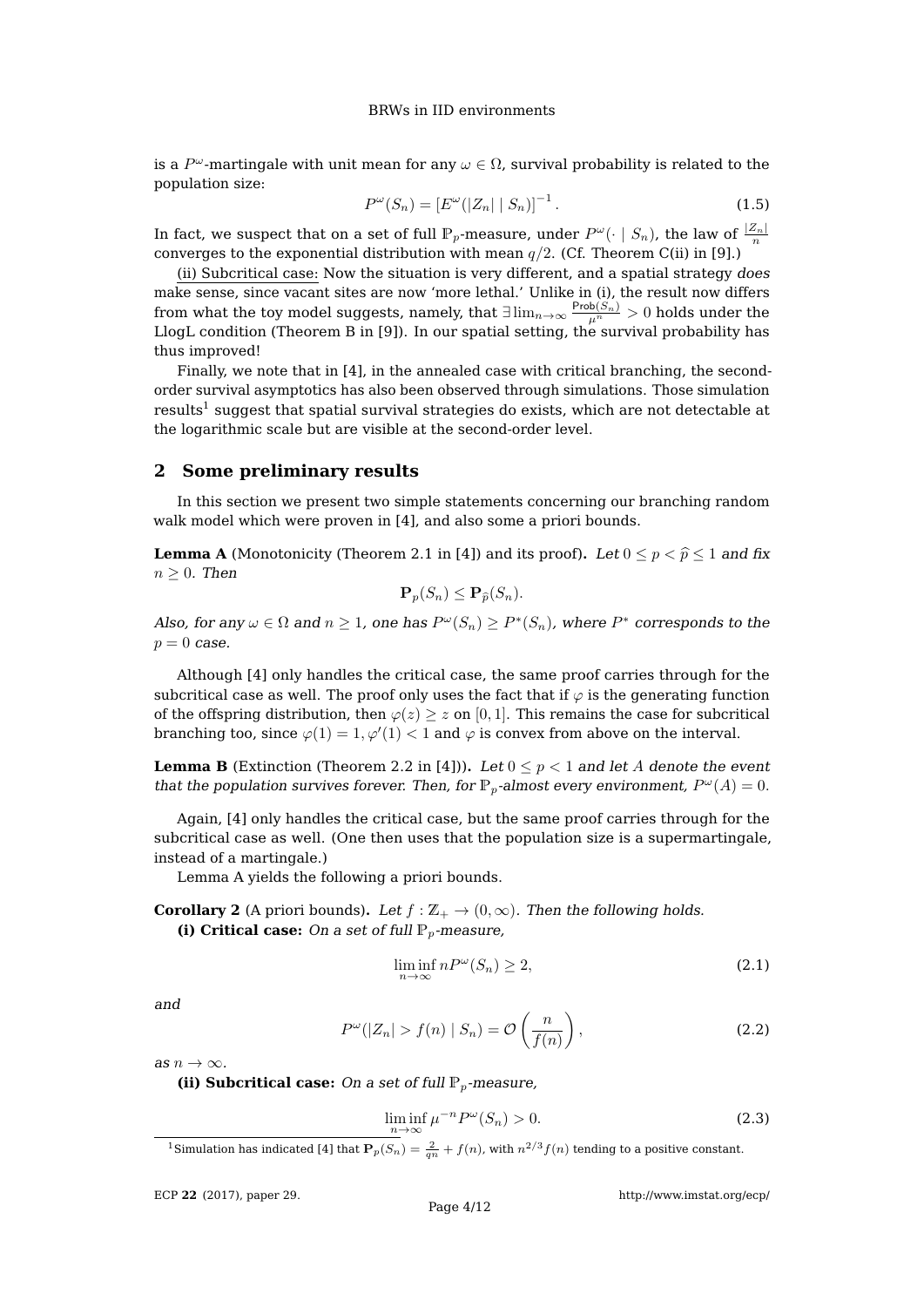is a $P^\omega$-martingale with unit mean for any $\omega \in \Omega$, survival probability is related to the population size:

$$P^\omega(S_n) = \left[E^\omega(|Z_n| \mid S_n)\right]^{-1}. \tag{1.5}$$

In fact, we suspect that on a set of full $\mathbb{P}_p$-measure, under $P^\omega(\cdot \mid S_n)$, the law of $\frac{|Z_n|}{n}$ converges to the exponential distribution with mean $q/2$. (Cf. Theorem C(ii) in [9].)

(ii) Subcritical case: Now the situation is very different, and a spatial strategy *does* make sense, since vacant sites are now 'more lethal.' Unlike in (i), the result now differs from what the toy model suggests, namely, that $\exists \lim_{n\to\infty} \frac{\mathsf{Prob}(S_n)}{\mu^n} > 0$ holds under the LlogL condition (Theorem B in [9]). In our spatial setting, the survival probability has thus improved!

Finally, we note that in [4], in the annealed case with critical branching, the second-order survival asymptotics has also been observed through simulations. Those simulation results[1] suggest that spatial survival strategies do exists, which are not detectable at the logarithmic scale but are visible at the second-order level.

## 2 Some preliminary results

In this section we present two simple statements concerning our branching random walk model which were proven in [4], and also some a priori bounds.

**Lemma A** (Monotonicity (Theorem 2.1 in [4]) and its proof). *Let $0 \le p < \widehat{p} \le 1$ and fix $n \ge 0$. Then*

$$\mathbf{P}_p(S_n) \le \mathbf{P}_{\widehat{p}}(S_n).$$

*Also, for any $\omega \in \Omega$ and $n \ge 1$, one has $P^\omega(S_n) \ge P^*(S_n)$, where $P^*$ corresponds to the $p = 0$ case.*

Although [4] only handles the critical case, the same proof carries through for the subcritical case as well. The proof only uses the fact that if $\varphi$ is the generating function of the offspring distribution, then $\varphi(z) \ge z$ on $[0,1]$. This remains the case for subcritical branching too, since $\varphi(1) = 1, \varphi'(1) < 1$ and $\varphi$ is convex from above on the interval.

**Lemma B** (Extinction (Theorem 2.2 in [4])). *Let $0 \le p < 1$ and let $A$ denote the event that the population survives forever. Then, for $\mathbb{P}_p$-almost every environment, $P^\omega(A) = 0$.*

Again, [4] only handles the critical case, but the same proof carries through for the subcritical case as well. (One then uses that the population size is a supermartingale, instead of a martingale.)

Lemma A yields the following a priori bounds.

**Corollary 2** (A priori bounds). *Let $f : \mathbb{Z}_+ \to (0, \infty)$. Then the following holds.*

**(i) Critical case:** *On a set of full $\mathbb{P}_p$-measure,*

$$\liminf_{n\to\infty} nP^\omega(S_n) \ge 2, \tag{2.1}$$

*and*

$$P^\omega(|Z_n| > f(n) \mid S_n) = \mathcal{O}\left(\frac{n}{f(n)}\right), \tag{2.2}$$

*as $n \to \infty$.*

**(ii) Subcritical case:** *On a set of full $\mathbb{P}_p$-measure,*

$$\liminf_{n\to\infty} \mu^{-n} P^\omega(S_n) > 0. \tag{2.3}$$

[1] Simulation has indicated [4] that $\mathbf{P}_p(S_n) = \frac{2}{qn} + f(n)$, with $n^{2/3} f(n)$ tending to a positive constant.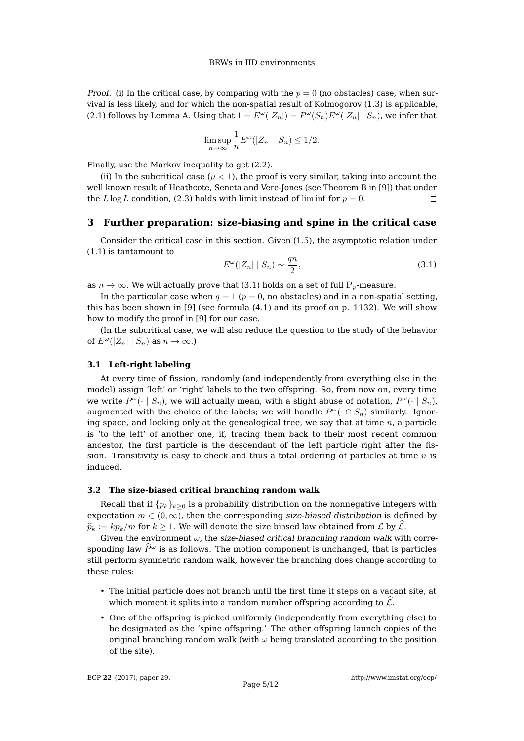*Proof.* (i) In the critical case, by comparing with the $p = 0$ (no obstacles) case, when survival is less likely, and for which the non-spatial result of Kolmogorov (1.3) is applicable, (2.1) follows by Lemma A. Using that $1 = E^\omega(|Z_n|) = P^\omega(S_n)E^\omega(|Z_n| \mid S_n)$, we infer that

$$\limsup_{n\to\infty} \frac{1}{n} E^\omega(|Z_n| \mid S_n) \le 1/2.$$

Finally, use the Markov inequality to get (2.2).

(ii) In the subcritical case ($\mu < 1$), the proof is very similar, taking into account the well known result of Heathcote, Seneta and Vere-Jones (see Theorem B in [9]) that under the $L \log L$ condition, (2.3) holds with limit instead of $\liminf$ for $p = 0$. □

## 3 Further preparation: size-biasing and spine in the critical case

Consider the critical case in this section. Given (1.5), the asymptotic relation under (1.1) is tantamount to

$$E^\omega(|Z_n| \mid S_n) \sim \frac{qn}{2}, \tag{3.1}$$

as $n \to \infty$. We will actually prove that (3.1) holds on a set of full $\mathbb{P}_p$-measure.

In the particular case when $q = 1$ ($p = 0$, no obstacles) and in a non-spatial setting, this has been shown in [9] (see formula (4.1) and its proof on p. 1132). We will show how to modify the proof in [9] for our case.

(In the subcritical case, we will also reduce the question to the study of the behavior of $E^\omega(|Z_n| \mid S_n)$ as $n \to \infty$.)

### 3.1 Left-right labeling

At every time of fission, randomly (and independently from everything else in the model) assign 'left' or 'right' labels to the two offspring. So, from now on, every time we write $P^\omega(\cdot \mid S_n)$, we will actually mean, with a slight abuse of notation, $P^\omega(\cdot \mid S_n)$, augmented with the choice of the labels; we will handle $P^\omega(\cdot \cap S_n)$ similarly. Ignoring space, and looking only at the genealogical tree, we say that at time $n$, a particle is 'to the left' of another one, if, tracing them back to their most recent common ancestor, the first particle is the descendant of the left particle right after the fission. Transitivity is easy to check and thus a total ordering of particles at time $n$ is induced.

### 3.2 The size-biased critical branching random walk

Recall that if $\{p_k\}_{k\ge 0}$ is a probability distribution on the nonnegative integers with expectation $m \in (0, \infty)$, then the corresponding *size-biased distribution* is defined by $\widehat{p}_k := kp_k/m$ for $k \ge 1$. We will denote the size biased law obtained from $\mathcal{L}$ by $\widehat{\mathcal{L}}$.

Given the environment $\omega$, the *size-biased critical branching random walk* with corresponding law $\widehat{P}^\omega$ is as follows. The motion component is unchanged, that is particles still perform symmetric random walk, however the branching does change according to these rules:

- The initial particle does not branch until the first time it steps on a vacant site, at which moment it splits into a random number offspring according to $\widehat{\mathcal{L}}$.
- One of the offspring is picked uniformly (independently from everything else) to be designated as the 'spine offspring.' The other offspring launch copies of the original branching random walk (with $\omega$ being translated according to the position of the site).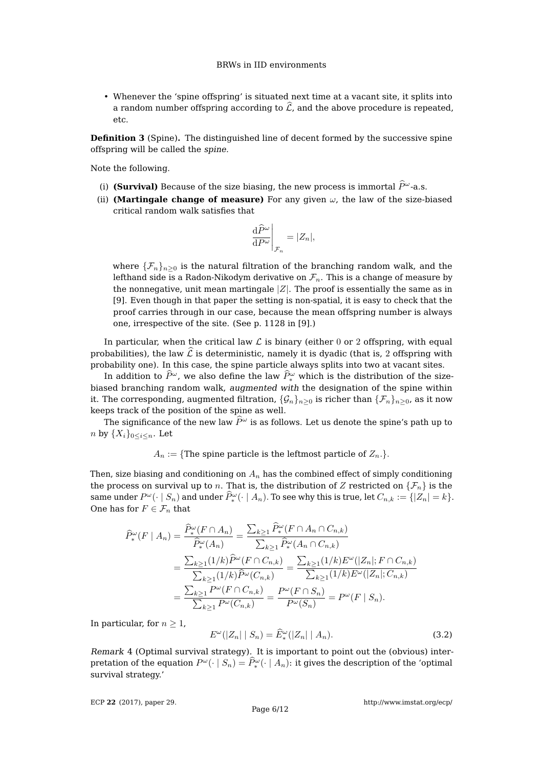- Whenever the 'spine offspring' is situated next time at a vacant site, it splits into a random number offspring according to $\widehat{\mathcal{L}}$, and the above procedure is repeated, etc.

**Definition 3** (Spine)**.** The distinguished line of decent formed by the successive spine offspring will be called the *spine.*

Note the following.

(i) **(Survival)** Because of the size biasing, the new process is immortal $\widehat{P}^{\omega}$-a.s.

(ii) **(Martingale change of measure)** For any given $\omega$, the law of the size-biased critical random walk satisfies that

$$\left.\frac{\mathrm{d}\widehat{P}^{\omega}}{\mathrm{d}P^{\omega}}\right|_{\mathcal{F}_n} = |Z_n|,$$

where $\{\mathcal{F}_n\}_{n\geq 0}$ is the natural filtration of the branching random walk, and the lefthand side is a Radon-Nikodym derivative on $\mathcal{F}_n$. This is a change of measure by the nonnegative, unit mean martingale $|Z|$. The proof is essentially the same as in [9]. Even though in that paper the setting is non-spatial, it is easy to check that the proof carries through in our case, because the mean offspring number is always one, irrespective of the site. (See p. 1128 in [9].)

In particular, when the critical law $\mathcal{L}$ is binary (either $0$ or $2$ offspring, with equal probabilities), the law $\widehat{\mathcal{L}}$ is deterministic, namely it is dyadic (that is, 2 offspring with probability one). In this case, the spine particle always splits into two at vacant sites.

In addition to $\widehat{P}^{\omega}$, we also define the law $\widehat{P}^{\omega}_{*}$ which is the distribution of the size-biased branching random walk, *augmented with* the designation of the spine within it. The corresponding, augmented filtration, $\{\mathcal{G}_n\}_{n\geq 0}$ is richer than $\{\mathcal{F}_n\}_{n\geq 0}$, as it now keeps track of the position of the spine as well.

The significance of the new law $\widehat{P}^{\omega}$ is as follows. Let us denote the spine's path up to $n$ by $\{X_i\}_{0\leq i\leq n}$. Let

$$A_n := \{\text{The spine particle is the leftmost particle of } Z_n.\}.$$

Then, size biasing and conditioning on $A_n$ has the combined effect of simply conditioning the process on survival up to $n$. That is, the distribution of $Z$ restricted on $\{\mathcal{F}_n\}$ is the same under $P^{\omega}(\cdot \mid S_n)$ and under $\widehat{P}^{\omega}_{*}(\cdot \mid A_n)$. To see why this is true, let $C_{n,k} := \{|Z_n| = k\}$. One has for $F \in \mathcal{F}_n$ that

$$\begin{aligned}
\widehat{P}^{\omega}_{*}(F \mid A_n) &= \frac{\widehat{P}^{\omega}_{*}(F\cap A_n)}{\widehat{P}^{\omega}_{*}(A_n)} = \frac{\sum_{k\geq 1}\widehat{P}^{\omega}_{*}(F\cap A_n\cap C_{n,k})}{\sum_{k\geq 1}\widehat{P}^{\omega}_{*}(A_n\cap C_{n,k})} \\
&= \frac{\sum_{k\geq 1}(1/k)\widehat{P}^{\omega}(F\cap C_{n,k})}{\sum_{k\geq 1}(1/k)\widehat{P}^{\omega}(C_{n,k})} = \frac{\sum_{k\geq 1}(1/k)E^{\omega}(|Z_n|; F\cap C_{n,k})}{\sum_{k\geq 1}(1/k)E^{\omega}(|Z_n|; C_{n,k})} \\
&= \frac{\sum_{k\geq 1}P^{\omega}(F\cap C_{n,k})}{\sum_{k\geq 1}P^{\omega}(C_{n,k})} = \frac{P^{\omega}(F\cap S_n)}{P^{\omega}(S_n)} = P^{\omega}(F \mid S_n).
\end{aligned}$$

In particular, for $n \geq 1$,

$$E^{\omega}(|Z_n| \mid S_n) = \widehat{E}^{\omega}_{*}(|Z_n| \mid A_n). \tag{3.2}$$

*Remark* 4 (Optimal survival strategy). It is important to point out the (obvious) interpretation of the equation $P^{\omega}(\cdot \mid S_n) = \widehat{P}^{\omega}_{*}(\cdot \mid A_n)$: it gives the description of the 'optimal survival strategy.'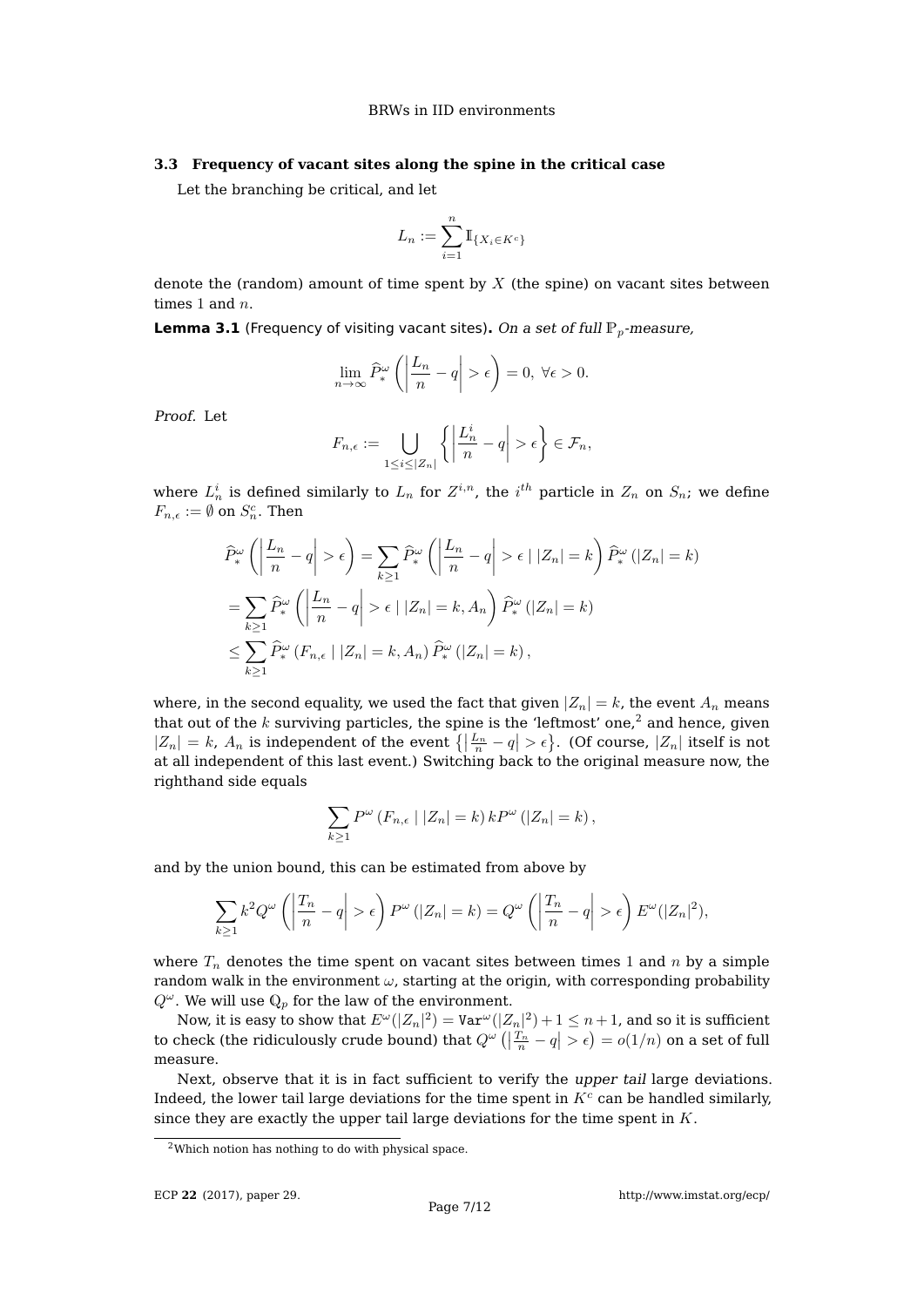### 3.3 Frequency of vacant sites along the spine in the critical case

Let the branching be critical, and let

$$L_n := \sum_{i=1}^{n} \mathbb{I}_{\{X_i \in K^c\}}$$

denote the (random) amount of time spent by $X$ (the spine) on vacant sites between times $1$ and $n$.

**Lemma 3.1** (Frequency of visiting vacant sites)**.** *On a set of full $\mathbb{P}_p$-measure,*

$$\lim_{n\to\infty} \widehat{P}_*^{\omega}\left(\left|\frac{L_n}{n} - q\right| > \epsilon\right) = 0,\ \forall \epsilon > 0.$$

*Proof.* Let

$$F_{n,\epsilon} := \bigcup_{1 \le i \le |Z_n|} \left\{\left|\frac{L_n^i}{n} - q\right| > \epsilon\right\} \in \mathcal{F}_n,$$

where $L_n^i$ is defined similarly to $L_n$ for $Z^{i,n}$, the $i^{th}$ particle in $Z_n$ on $S_n$; we define $F_{n,\epsilon} := \emptyset$ on $S_n^c$. Then

$$\begin{aligned}
\widehat{P}_*^{\omega}\left(\left|\frac{L_n}{n} - q\right| > \epsilon\right) &= \sum_{k\ge 1} \widehat{P}_*^{\omega}\left(\left|\frac{L_n}{n} - q\right| > \epsilon \mid |Z_n| = k\right) \widehat{P}_*^{\omega}\left(|Z_n| = k\right) \\
&= \sum_{k\ge 1} \widehat{P}_*^{\omega}\left(\left|\frac{L_n}{n} - q\right| > \epsilon \mid |Z_n| = k, A_n\right) \widehat{P}_*^{\omega}\left(|Z_n| = k\right) \\
&\le \sum_{k\ge 1} \widehat{P}_*^{\omega}\left(F_{n,\epsilon} \mid |Z_n| = k, A_n\right) \widehat{P}_*^{\omega}\left(|Z_n| = k\right),
\end{aligned}$$

where, in the second equality, we used the fact that given $|Z_n| = k$, the event $A_n$ means that out of the $k$ surviving particles, the spine is the 'leftmost' one,[2] and hence, given $|Z_n| = k$, $A_n$ is independent of the event $\left\{\left|\frac{L_n}{n} - q\right| > \epsilon\right\}$. (Of course, $|Z_n|$ itself is not at all independent of this last event.) Switching back to the original measure now, the righthand side equals

$$\sum_{k\ge 1} P^{\omega}\left(F_{n,\epsilon} \mid |Z_n| = k\right) k P^{\omega}\left(|Z_n| = k\right),$$

and by the union bound, this can be estimated from above by

$$\sum_{k\ge 1} k^2 Q^{\omega}\left(\left|\frac{T_n}{n} - q\right| > \epsilon\right) P^{\omega}\left(|Z_n| = k\right) = Q^{\omega}\left(\left|\frac{T_n}{n} - q\right| > \epsilon\right) E^{\omega}(|Z_n|^2),$$

where $T_n$ denotes the time spent on vacant sites between times $1$ and $n$ by a simple random walk in the environment $\omega$, starting at the origin, with corresponding probability $Q^{\omega}$. We will use $\mathbb{Q}_p$ for the law of the environment.

Now, it is easy to show that $E^{\omega}(|Z_n|^2) = \mathtt{Var}^{\omega}(|Z_n|^2) + 1 \le n + 1$, and so it is sufficient to check (the ridiculously crude bound) that $Q^{\omega}\left(\left|\frac{T_n}{n} - q\right| > \epsilon\right) = o(1/n)$ on a set of full measure.

Next, observe that it is in fact sufficient to verify the *upper tail* large deviations. Indeed, the lower tail large deviations for the time spent in $K^c$ can be handled similarly, since they are exactly the upper tail large deviations for the time spent in $K$.

[2] Which notion has nothing to do with physical space.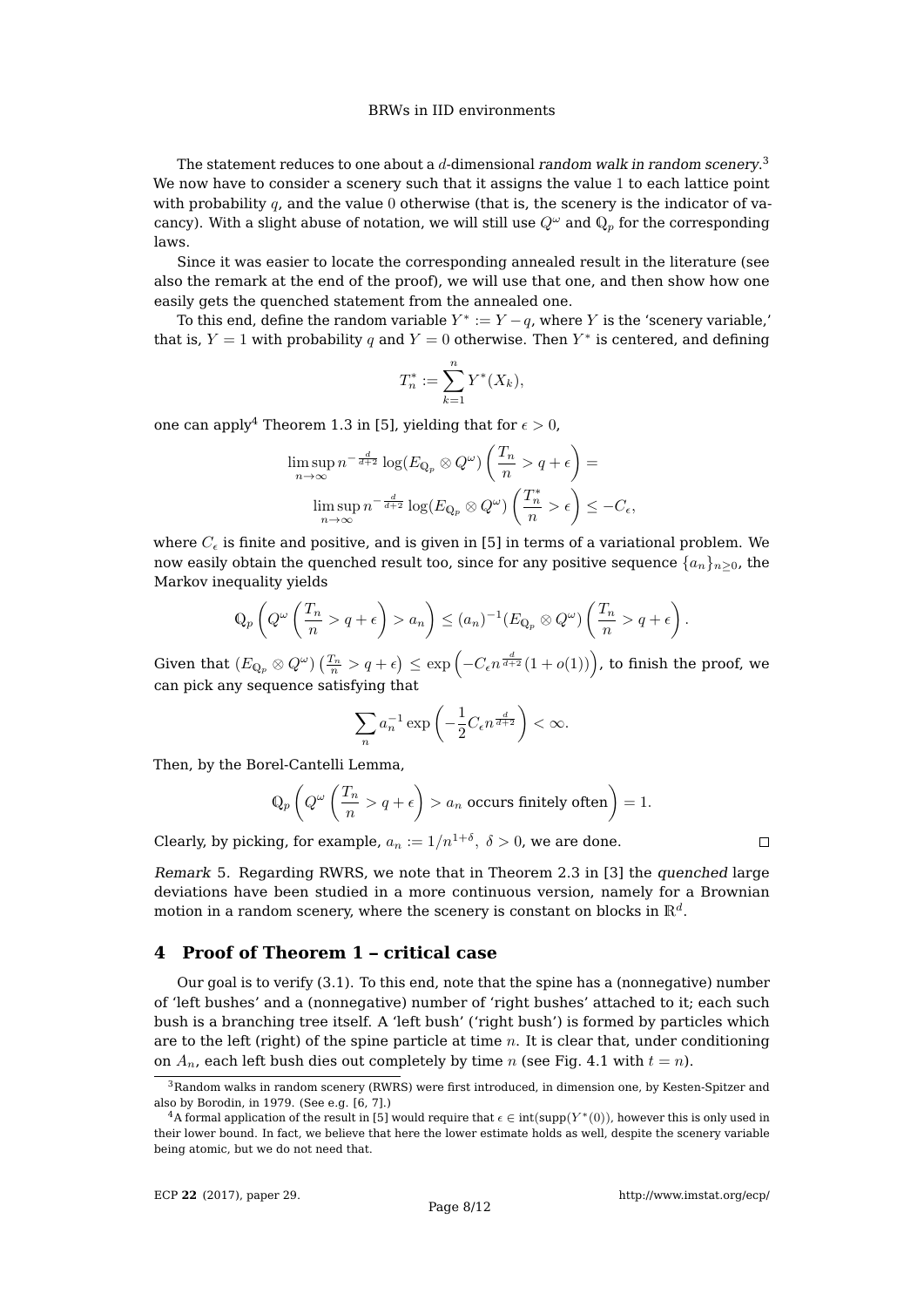The statement reduces to one about a $d$-dimensional *random walk in random scenery*.[3] We now have to consider a scenery such that it assigns the value 1 to each lattice point with probability $q$, and the value 0 otherwise (that is, the scenery is the indicator of vacancy). With a slight abuse of notation, we will still use $Q^\omega$ and $\mathbb{Q}_p$ for the corresponding laws.

Since it was easier to locate the corresponding annealed result in the literature (see also the remark at the end of the proof), we will use that one, and then show how one easily gets the quenched statement from the annealed one.

To this end, define the random variable $Y^* := Y - q$, where $Y$ is the 'scenery variable,' that is, $Y = 1$ with probability $q$ and $Y = 0$ otherwise. Then $Y^*$ is centered, and defining

$$T_n^* := \sum_{k=1}^{n} Y^*(X_k),$$

one can apply[4] Theorem 1.3 in [5], yielding that for $\epsilon > 0$,

$$\limsup_{n\to\infty} n^{-\frac{d}{d+2}} \log(E_{\mathbb{Q}_p} \otimes Q^\omega)\left(\frac{T_n}{n} > q + \epsilon\right) =$$
$$\limsup_{n\to\infty} n^{-\frac{d}{d+2}} \log(E_{\mathbb{Q}_p} \otimes Q^\omega)\left(\frac{T_n^*}{n} > \epsilon\right) \le -C_\epsilon,$$

where $C_\epsilon$ is finite and positive, and is given in [5] in terms of a variational problem. We now easily obtain the quenched result too, since for any positive sequence $\{a_n\}_{n\ge 0}$, the Markov inequality yields

$$\mathbb{Q}_p\left(Q^\omega\left(\frac{T_n}{n} > q + \epsilon\right) > a_n\right) \le (a_n)^{-1}(E_{\mathbb{Q}_p} \otimes Q^\omega)\left(\frac{T_n}{n} > q + \epsilon\right).$$

Given that $(E_{\mathbb{Q}_p} \otimes Q^\omega)\left(\frac{T_n}{n} > q + \epsilon\right) \le \exp\left(-C_\epsilon n^{\frac{d}{d+2}}(1 + o(1))\right)$, to finish the proof, we can pick any sequence satisfying that

$$\sum_n a_n^{-1} \exp\left(-\frac{1}{2} C_\epsilon n^{\frac{d}{d+2}}\right) < \infty.$$

Then, by the Borel-Cantelli Lemma,

$$\mathbb{Q}_p\left(Q^\omega\left(\frac{T_n}{n} > q + \epsilon\right) > a_n \text{ occurs finitely often}\right) = 1.$$

Clearly, by picking, for example, $a_n := 1/n^{1+\delta},\ \delta > 0$, we are done. ∎

*Remark* 5. Regarding RWRS, we note that in Theorem 2.3 in [3] the *quenched* large deviations have been studied in a more continuous version, namely for a Brownian motion in a random scenery, where the scenery is constant on blocks in $\mathbb{R}^d$.

## 4 Proof of Theorem 1 – critical case

Our goal is to verify (3.1). To this end, note that the spine has a (nonnegative) number of 'left bushes' and a (nonnegative) number of 'right bushes' attached to it; each such bush is a branching tree itself. A 'left bush' ('right bush') is formed by particles which are to the left (right) of the spine particle at time $n$. It is clear that, under conditioning on $A_n$, each left bush dies out completely by time $n$ (see Fig. 4.1 with $t = n$).

---

[3] Random walks in random scenery (RWRS) were first introduced, in dimension one, by Kesten-Spitzer and also by Borodin, in 1979. (See e.g. [6, 7].)

[4] A formal application of the result in [5] would require that $\epsilon \in \text{int}(\text{supp}(Y^*(0)))$, however this is only used in their lower bound. In fact, we believe that here the lower estimate holds as well, despite the scenery variable being atomic, but we do not need that.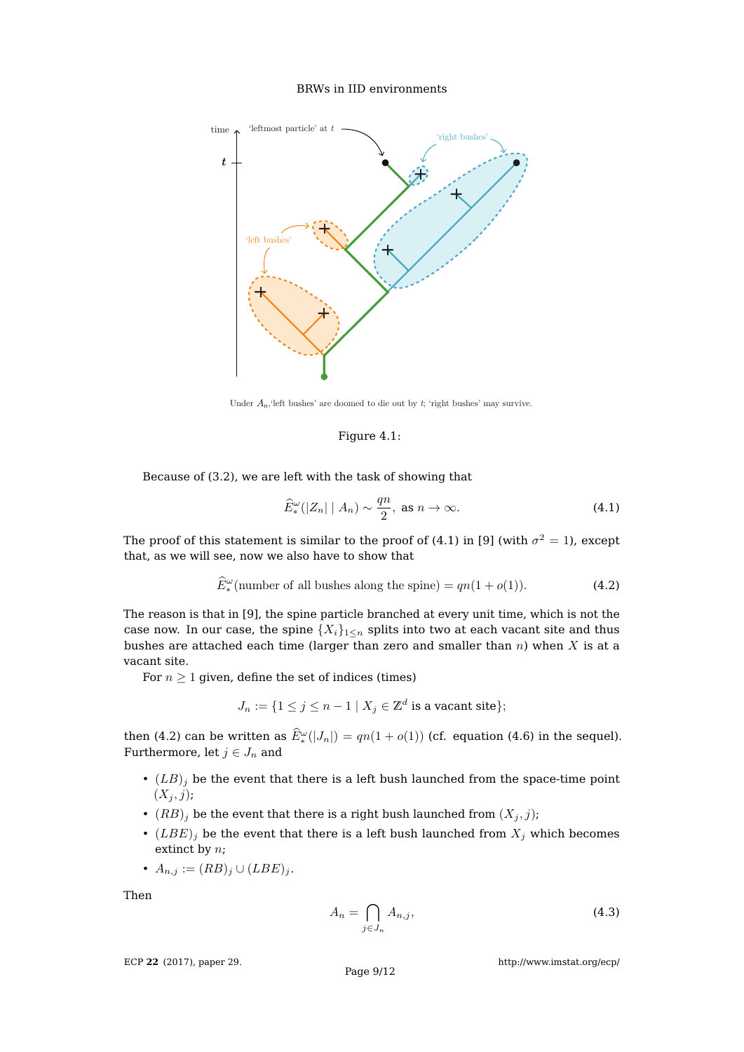Under $A_n$,'left bushes' are doomed to die out by $t$; 'right bushes' may survive.

Figure 4.1:

Because of (3.2), we are left with the task of showing that

$$\widehat{E}_*^{\omega}(|Z_n| \mid A_n) \sim \frac{qn}{2}, \text{ as } n \to \infty. \tag{4.1}$$

The proof of this statement is similar to the proof of (4.1) in [9] (with $\sigma^2 = 1$), except that, as we will see, now we also have to show that

$$\widehat{E}_*^{\omega}(\text{number of all bushes along the spine}) = qn(1 + o(1)). \tag{4.2}$$

The reason is that in [9], the spine particle branched at every unit time, which is not the case now. In our case, the spine $\{X_i\}_{1 \le n}$ splits into two at each vacant site and thus bushes are attached each time (larger than zero and smaller than $n$) when $X$ is at a vacant site.

For $n \geq 1$ given, define the set of indices (times)

$$J_n := \{1 \le j \le n-1 \mid X_j \in \mathbb{Z}^d \text{ is a vacant site}\};$$

then (4.2) can be written as $\widehat{E}_*^{\omega}(|J_n|) = qn(1 + o(1))$ (cf. equation (4.6) in the sequel). Furthermore, let $j \in J_n$ and

- $(LB)_j$ be the event that there is a left bush launched from the space-time point $(X_j, j)$;
- $(RB)_j$ be the event that there is a right bush launched from $(X_j, j)$;
- $(LBE)_j$ be the event that there is a left bush launched from $X_j$ which becomes extinct by $n$;
- $A_{n,j} := (RB)_j \cup (LBE)_j$.

Then

$$A_n = \bigcap_{j \in J_n} A_{n,j}, \tag{4.3}$$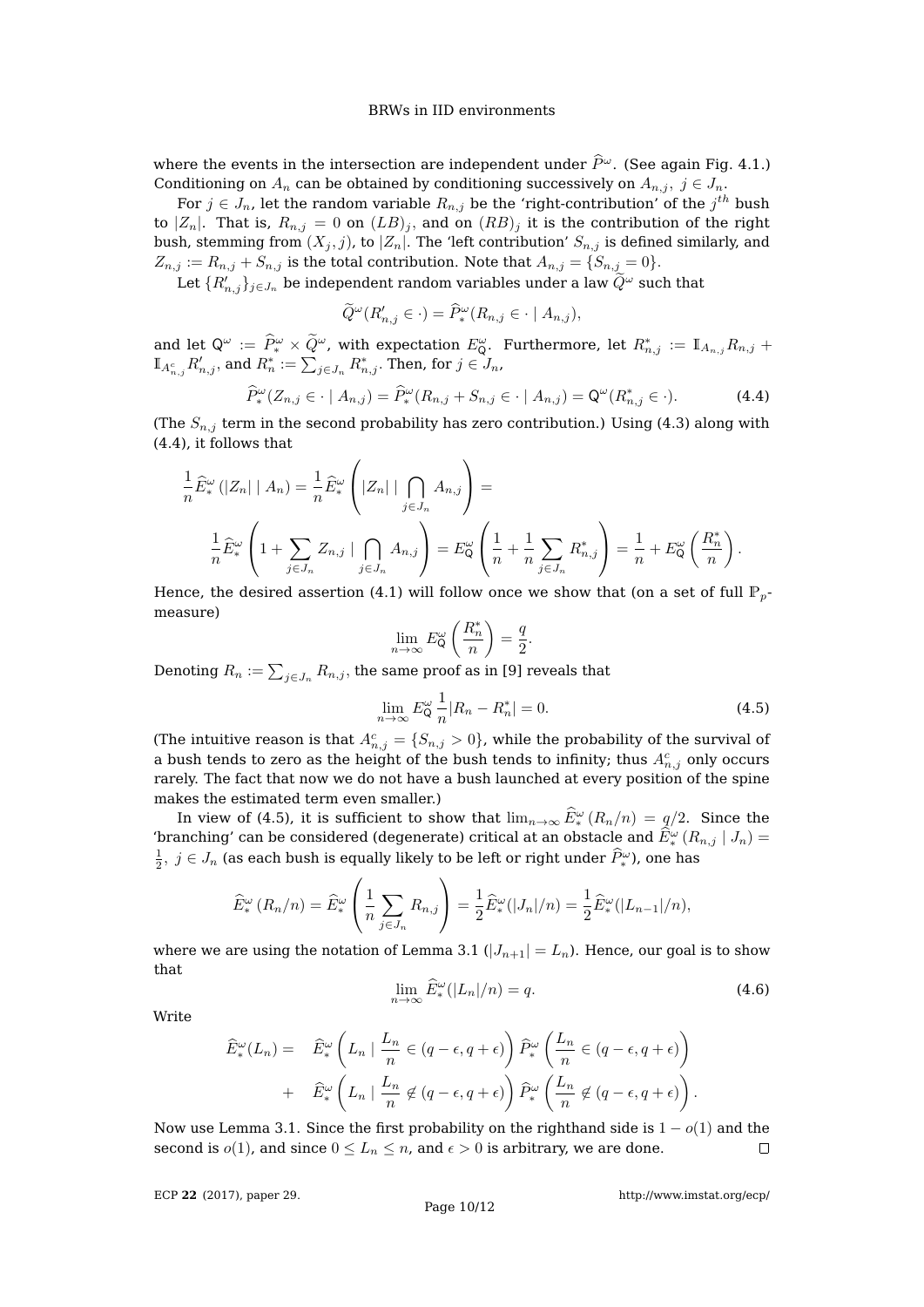where the events in the intersection are independent under $\widehat{P}^\omega$. (See again Fig. 4.1.) Conditioning on $A_n$ can be obtained by conditioning successively on $A_{n,j},\ j \in J_n$.

For $j \in J_n$, let the random variable $R_{n,j}$ be the 'right-contribution' of the $j^{th}$ bush to $|Z_n|$. That is, $R_{n,j} = 0$ on $(LB)_j$, and on $(RB)_j$ it is the contribution of the right bush, stemming from $(X_j, j)$, to $|Z_n|$. The 'left contribution' $S_{n,j}$ is defined similarly, and $Z_{n,j} := R_{n,j} + S_{n,j}$ is the total contribution. Note that $A_{n,j} = \{S_{n,j} = 0\}$.

Let $\{R'_{n,j}\}_{j\in J_n}$ be independent random variables under a law $\widetilde{Q}^\omega$ such that

$$\widetilde{Q}^\omega(R'_{n,j} \in \cdot) = \widehat{P}^\omega_*(R_{n,j} \in \cdot \mid A_{n,j}),$$

and let $\mathsf{Q}^\omega := \widehat{P}^\omega_* \times \widetilde{Q}^\omega$, with expectation $E^\omega_{\mathsf{Q}}$. Furthermore, let $R^*_{n,j} := \mathbb{I}_{A_{n,j}} R_{n,j} + \mathbb{I}_{A^c_{n,j}} R'_{n,j}$, and $R^*_n := \sum_{j\in J_n} R^*_{n,j}$. Then, for $j \in J_n$,

$$\widehat{P}^\omega_*(Z_{n,j} \in \cdot \mid A_{n,j}) = \widehat{P}^\omega_*(R_{n,j} + S_{n,j} \in \cdot \mid A_{n,j}) = \mathsf{Q}^\omega(R^*_{n,j} \in \cdot). \tag{4.4}$$

(The $S_{n,j}$ term in the second probability has zero contribution.) Using (4.3) along with (4.4), it follows that

$$\frac{1}{n}\widehat{E}^\omega_*\left(|Z_n| \mid A_n\right) = \frac{1}{n}\widehat{E}^\omega_*\left(|Z_n| \mid \bigcap_{j\in J_n} A_{n,j}\right) =$$

$$\frac{1}{n}\widehat{E}^\omega_*\left(1 + \sum_{j\in J_n} Z_{n,j} \mid \bigcap_{j\in J_n} A_{n,j}\right) = E^\omega_{\mathsf{Q}}\left(\frac{1}{n} + \frac{1}{n}\sum_{j\in J_n} R^*_{n,j}\right) = \frac{1}{n} + E^\omega_{\mathsf{Q}}\left(\frac{R^*_n}{n}\right).$$

Hence, the desired assertion (4.1) will follow once we show that (on a set of full $\mathbb{P}_p$-measure)

$$\lim_{n\to\infty} E^\omega_{\mathsf{Q}}\left(\frac{R^*_n}{n}\right) = \frac{q}{2}.$$

Denoting $R_n := \sum_{j\in J_n} R_{n,j}$, the same proof as in [9] reveals that

$$\lim_{n\to\infty} E^\omega_{\mathsf{Q}} \frac{1}{n}|R_n - R^*_n| = 0. \tag{4.5}$$

(The intuitive reason is that $A^c_{n,j} = \{S_{n,j} > 0\}$, while the probability of the survival of a bush tends to zero as the height of the bush tends to infinity; thus $A^c_{n,j}$ only occurs rarely. The fact that now we do not have a bush launched at every position of the spine makes the estimated term even smaller.)

In view of (4.5), it is sufficient to show that $\lim_{n\to\infty} \widehat{E}^\omega_*\left(R_n/n\right) = q/2$. Since the 'branching' can be considered (degenerate) critical at an obstacle and $\widehat{E}^\omega_*\left(R_{n,j} \mid J_n\right) = \frac{1}{2},\ j \in J_n$ (as each bush is equally likely to be left or right under $\widehat{P}^\omega_*$), one has

$$\widehat{E}^\omega_*\left(R_n/n\right) = \widehat{E}^\omega_*\left(\frac{1}{n}\sum_{j\in J_n} R_{n,j}\right) = \frac{1}{2}\widehat{E}^\omega_*(|J_n|/n) = \frac{1}{2}\widehat{E}^\omega_*(|L_{n-1}|/n),$$

where we are using the notation of Lemma 3.1 ($|J_{n+1}| = L_n$). Hence, our goal is to show that

$$\lim_{n\to\infty} \widehat{E}^\omega_*(|L_n|/n) = q. \tag{4.6}$$

Write

$$\begin{aligned}\widehat{E}^\omega_*(L_n) = \quad & \widehat{E}^\omega_*\left(L_n \mid \frac{L_n}{n} \in (q-\epsilon, q+\epsilon)\right)\widehat{P}^\omega_*\left(\frac{L_n}{n} \in (q-\epsilon, q+\epsilon)\right) \\ + \quad & \widehat{E}^\omega_*\left(L_n \mid \frac{L_n}{n} \notin (q-\epsilon, q+\epsilon)\right)\widehat{P}^\omega_*\left(\frac{L_n}{n} \notin (q-\epsilon, q+\epsilon)\right).\end{aligned}$$

Now use Lemma 3.1. Since the first probability on the righthand side is $1 - o(1)$ and the second is $o(1)$, and since $0 \le L_n \le n$, and $\epsilon > 0$ is arbitrary, we are done. $\square$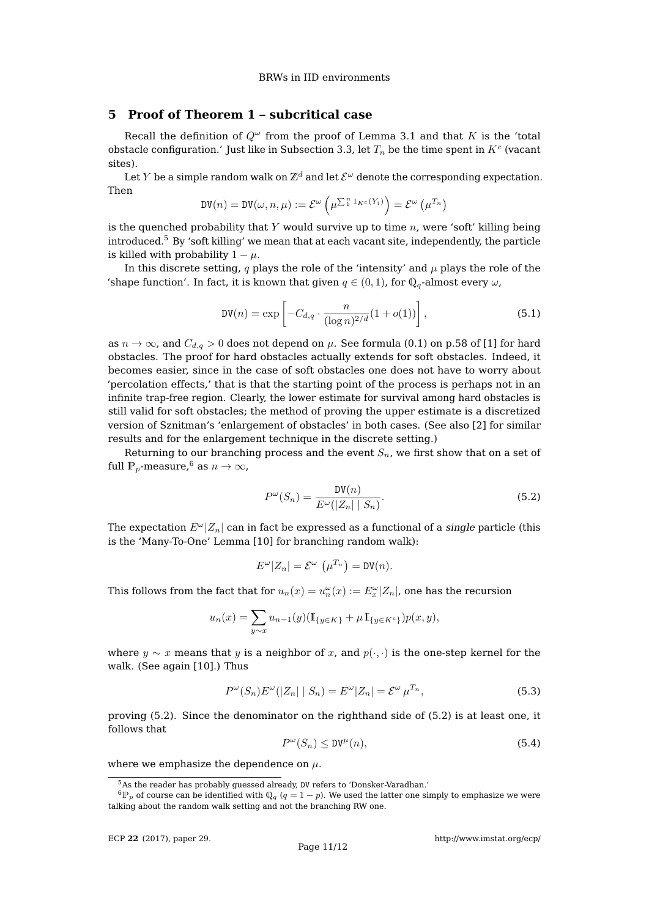## 5 Proof of Theorem 1 – subcritical case

Recall the definition of $Q^\omega$ from the proof of Lemma 3.1 and that $K$ is the 'total obstacle configuration.' Just like in Subsection 3.3, let $T_n$ be the time spent in $K^c$ (vacant sites).

Let $Y$ be a simple random walk on $\mathbb{Z}^d$ and let $\mathcal{E}^\omega$ denote the corresponding expectation. Then

$$\mathtt{DV}(n) = \mathtt{DV}(\omega, n, \mu) := \mathcal{E}^\omega\left(\mu^{\sum_1^n 1_{K^c}(Y_i)}\right) = \mathcal{E}^\omega\left(\mu^{T_n}\right)$$

is the quenched probability that $Y$ would survive up to time $n$, were 'soft' killing being introduced.[5] By 'soft killing' we mean that at each vacant site, independently, the particle is killed with probability $1-\mu$.

In this discrete setting, $q$ plays the role of the 'intensity' and $\mu$ plays the role of the 'shape function'. In fact, it is known that given $q \in (0,1)$, for $\mathbb{Q}_q$-almost every $\omega$,

$$\mathtt{DV}(n) = \exp\left[-C_{d,q} \cdot \frac{n}{(\log n)^{2/d}}(1+o(1))\right], \tag{5.1}$$

as $n \to \infty$, and $C_{d,q} > 0$ does not depend on $\mu$. See formula (0.1) on p.58 of [1] for hard obstacles. The proof for hard obstacles actually extends for soft obstacles. Indeed, it becomes easier, since in the case of soft obstacles one does not have to worry about 'percolation effects,' that is that the starting point of the process is perhaps not in an infinite trap-free region. Clearly, the lower estimate for survival among hard obstacles is still valid for soft obstacles; the method of proving the upper estimate is a discretized version of Sznitman's 'enlargement of obstacles' in both cases. (See also [2] for similar results and for the enlargement technique in the discrete setting.)

Returning to our branching process and the event $S_n$, we first show that on a set of full $\mathbb{P}_p$-measure,[6] as $n \to \infty$,

$$P^\omega(S_n) = \frac{\mathtt{DV}(n)}{E^\omega(|Z_n| \mid S_n)}. \tag{5.2}$$

The expectation $E^\omega|Z_n|$ can in fact be expressed as a functional of a *single* particle (this is the 'Many-To-One' Lemma [10] for branching random walk):

$$E^\omega|Z_n| = \mathcal{E}^\omega\left(\mu^{T_n}\right) = \mathtt{DV}(n).$$

This follows from the fact that for $u_n(x) = u_n^\omega(x) := E_x^\omega|Z_n|$, one has the recursion

$$u_n(x) = \sum_{y \sim x} u_{n-1}(y)(\mathbb{I}_{\{y \in K\}} + \mu\, \mathbb{I}_{\{y \in K^c\}})p(x,y),$$

where $y \sim x$ means that $y$ is a neighbor of $x$, and $p(\cdot,\cdot)$ is the one-step kernel for the walk. (See again [10].) Thus

$$P^\omega(S_n)E^\omega(|Z_n| \mid S_n) = E^\omega|Z_n| = \mathcal{E}^\omega\,\mu^{T_n}, \tag{5.3}$$

proving (5.2). Since the denominator on the righthand side of (5.2) is at least one, it follows that

$$P^\omega(S_n) \le \mathtt{DV}^\mu(n), \tag{5.4}$$

where we emphasize the dependence on $\mu$.

---

[5] As the reader has probably guessed already, DV refers to 'Donsker-Varadhan.'

[6] $\mathbb{P}_p$ of course can be identified with $\mathbb{Q}_q$ ($q = 1-p$). We used the latter one simply to emphasize we were talking about the random walk setting and not the branching RW one.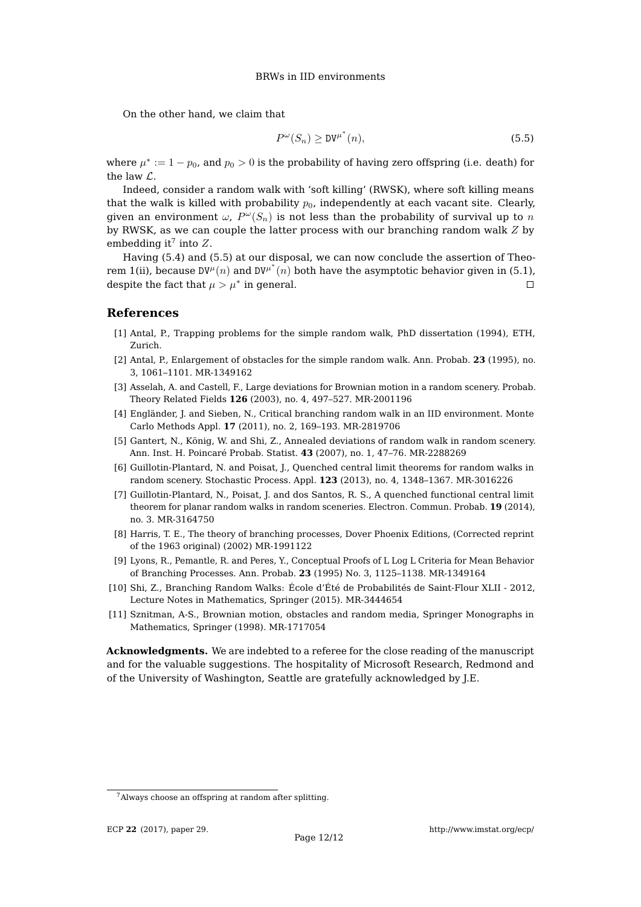On the other hand, we claim that

$$P^\omega(S_n) \geq \mathtt{DV}^{\mu^*}(n), \tag{5.5}$$

where $\mu^* := 1 - p_0$, and $p_0 > 0$ is the probability of having zero offspring (i.e. death) for the law $\mathcal{L}$.

Indeed, consider a random walk with 'soft killing' (RWSK), where soft killing means that the walk is killed with probability $p_0$, independently at each vacant site. Clearly, given an environment $\omega$, $P^\omega(S_n)$ is not less than the probability of survival up to $n$ by RWSK, as we can couple the latter process with our branching random walk $Z$ by embedding it[7] into $Z$.

Having (5.4) and (5.5) at our disposal, we can now conclude the assertion of Theorem 1(ii), because $\mathtt{DV}^{\mu}(n)$ and $\mathtt{DV}^{\mu^*}(n)$ both have the asymptotic behavior given in (5.1), despite the fact that $\mu > \mu^*$ in general. □

## References

[1] Antal, P., Trapping problems for the simple random walk, PhD dissertation (1994), ETH, Zurich.

[2] Antal, P., Enlargement of obstacles for the simple random walk. Ann. Probab. **23** (1995), no. 3, 1061–1101. MR-1349162

[3] Asselah, A. and Castell, F., Large deviations for Brownian motion in a random scenery. Probab. Theory Related Fields **126** (2003), no. 4, 497–527. MR-2001196

[4] Engländer, J. and Sieben, N., Critical branching random walk in an IID environment. Monte Carlo Methods Appl. **17** (2011), no. 2, 169–193. MR-2819706

[5] Gantert, N., König, W. and Shi, Z., Annealed deviations of random walk in random scenery. Ann. Inst. H. Poincaré Probab. Statist. **43** (2007), no. 1, 47–76. MR-2288269

[6] Guillotin-Plantard, N. and Poisat, J., Quenched central limit theorems for random walks in random scenery. Stochastic Process. Appl. **123** (2013), no. 4, 1348–1367. MR-3016226

[7] Guillotin-Plantard, N., Poisat, J. and dos Santos, R. S., A quenched functional central limit theorem for planar random walks in random sceneries. Electron. Commun. Probab. **19** (2014), no. 3. MR-3164750

[8] Harris, T. E., The theory of branching processes, Dover Phoenix Editions, (Corrected reprint of the 1963 original) (2002) MR-1991122

[9] Lyons, R., Pemantle, R. and Peres, Y., Conceptual Proofs of L Log L Criteria for Mean Behavior of Branching Processes. Ann. Probab. **23** (1995) No. 3, 1125–1138. MR-1349164

[10] Shi, Z., Branching Random Walks: École d'Été de Probabilités de Saint-Flour XLII - 2012, Lecture Notes in Mathematics, Springer (2015). MR-3444654

[11] Sznitman, A-S., Brownian motion, obstacles and random media, Springer Monographs in Mathematics, Springer (1998). MR-1717054

**Acknowledgments.** We are indebted to a referee for the close reading of the manuscript and for the valuable suggestions. The hospitality of Microsoft Research, Redmond and of the University of Washington, Seattle are gratefully acknowledged by J.E.

[7] Always choose an offspring at random after splitting.